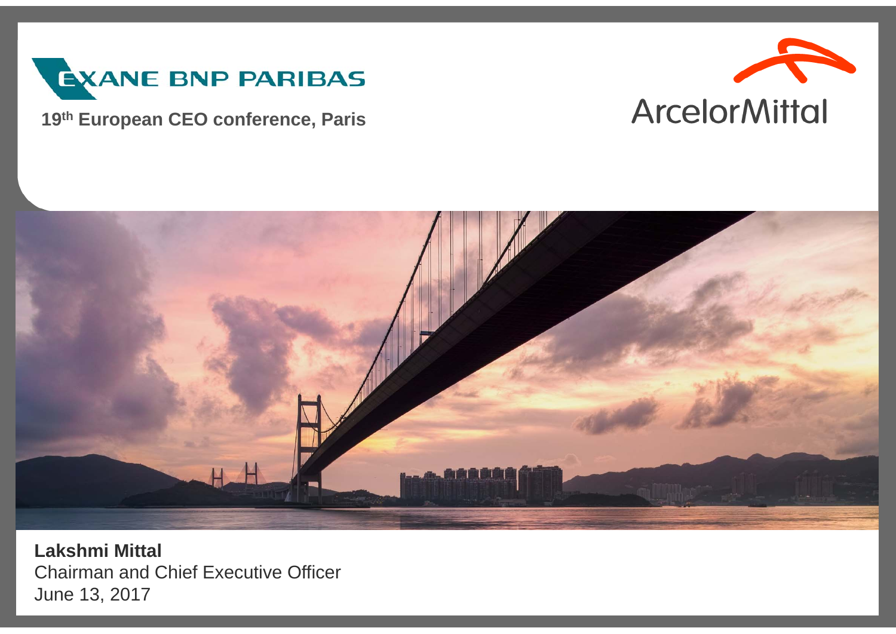EXANE BNP PARIBAS

**19th European CEO conference, Paris**

ArcelorMittal

**Lakshmi Mittal**
Chairman and Chief Executive Officer
June 13, 2017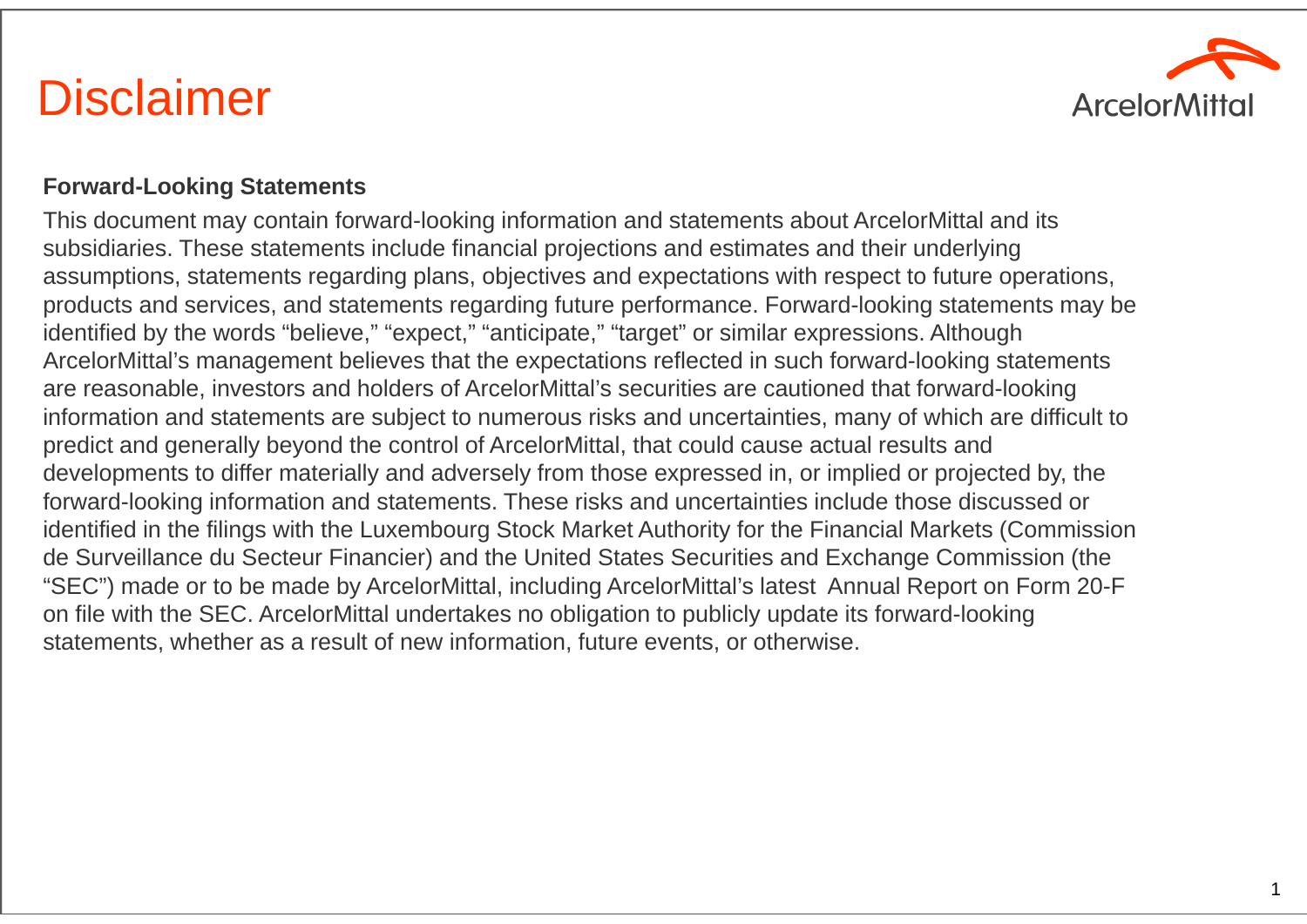# Disclaimer

**Forward-Looking Statements**

This document may contain forward-looking information and statements about ArcelorMittal and its subsidiaries. These statements include financial projections and estimates and their underlying assumptions, statements regarding plans, objectives and expectations with respect to future operations, products and services, and statements regarding future performance. Forward-looking statements may be identified by the words "believe," "expect," "anticipate," "target" or similar expressions. Although ArcelorMittal's management believes that the expectations reflected in such forward-looking statements are reasonable, investors and holders of ArcelorMittal's securities are cautioned that forward-looking information and statements are subject to numerous risks and uncertainties, many of which are difficult to predict and generally beyond the control of ArcelorMittal, that could cause actual results and developments to differ materially and adversely from those expressed in, or implied or projected by, the forward-looking information and statements. These risks and uncertainties include those discussed or identified in the filings with the Luxembourg Stock Market Authority for the Financial Markets (Commission de Surveillance du Secteur Financier) and the United States Securities and Exchange Commission (the "SEC") made or to be made by ArcelorMittal, including ArcelorMittal's latest Annual Report on Form 20-F on file with the SEC. ArcelorMittal undertakes no obligation to publicly update its forward-looking statements, whether as a result of new information, future events, or otherwise.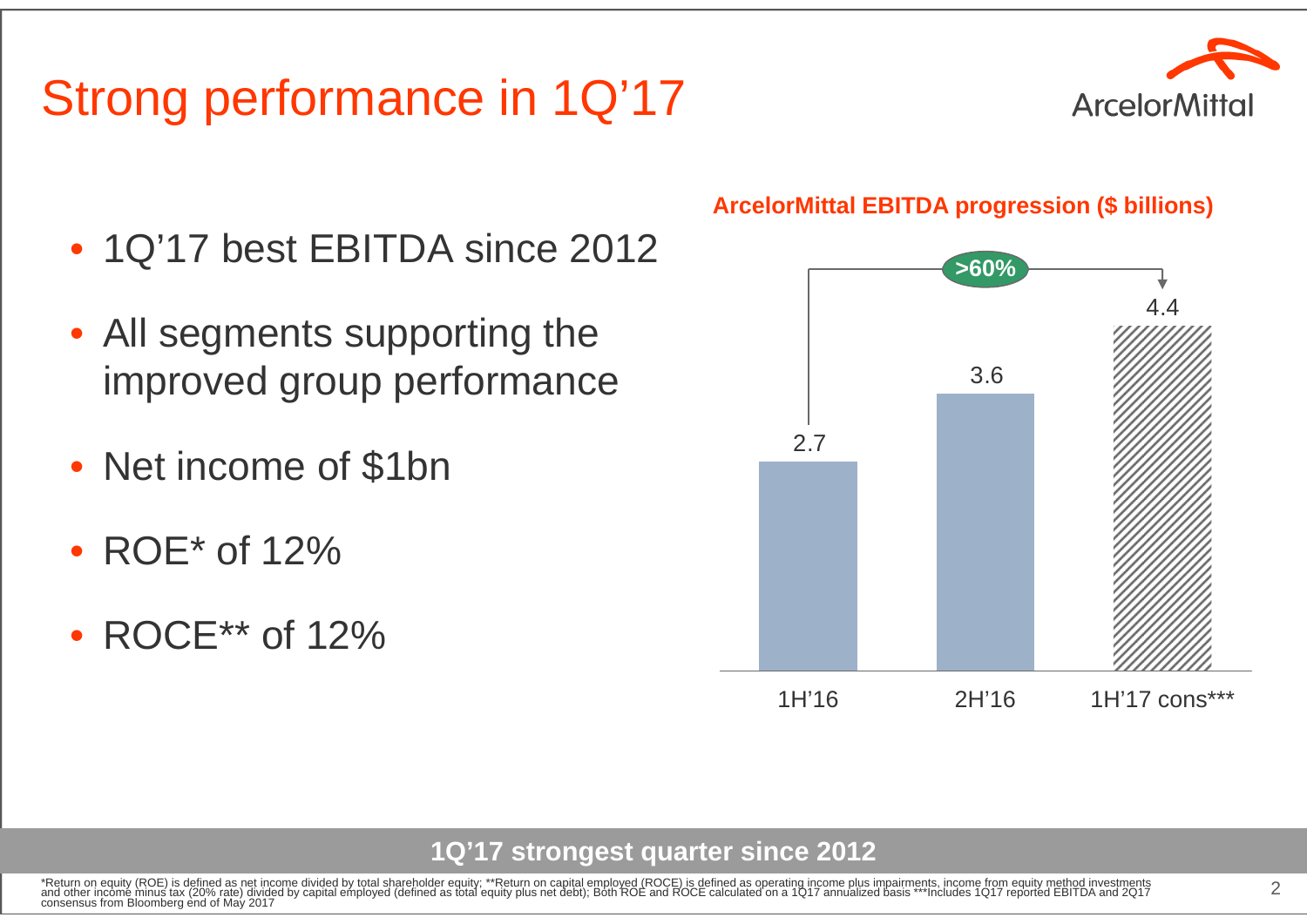# Strong performance in 1Q'17

- 1Q'17 best EBITDA since 2012
- All segments supporting the improved group performance
- Net income of $1bn
- ROE* of 12%
- ROCE** of 12%

**ArcelorMittal EBITDA progression ($ billions)**

| Period | EBITDA ($ billions) |
|---|---|
| 1H'16 | 2.7 |
| 2H'16 | 3.6 |
| 1H'17 cons*** | 4.4 |

>60%

**1Q'17 strongest quarter since 2012**

*Return on equity (ROE) is defined as net income divided by total shareholder equity; **Return on capital employed (ROCE) is defined as operating income plus impairments, income from equity method investments and other income minus tax (20% rate) divided by capital employed (defined as total equity plus net debt); Both ROE and ROCE calculated on a 1Q17 annualized basis ***Includes 1Q17 reported EBITDA and 2Q17 consensus from Bloomberg end of May 2017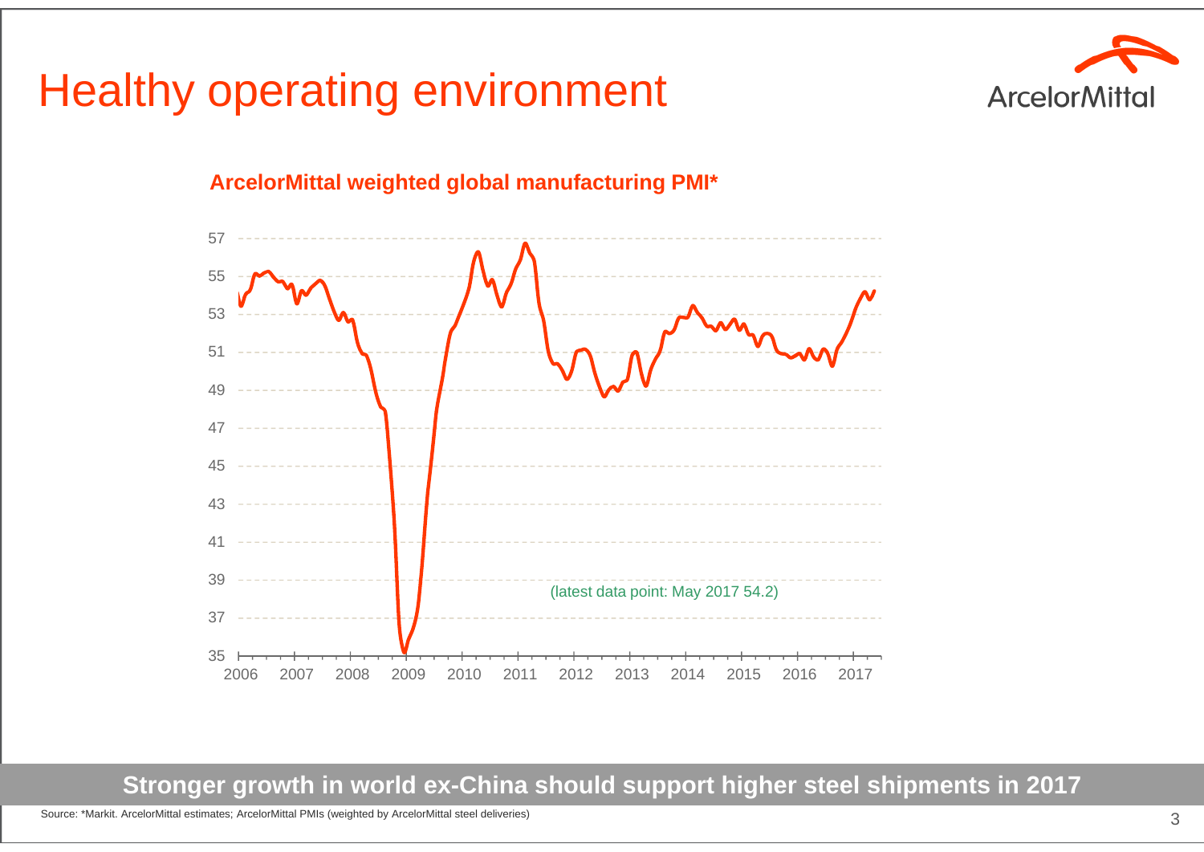# Healthy operating environment

**ArcelorMittal weighted global manufacturing PMI***

(latest data point: May 2017 54.2)

**Stronger growth in world ex-China should support higher steel shipments in 2017**

Source: *Markit. ArcelorMittal estimates; ArcelorMittal PMIs (weighted by ArcelorMittal steel deliveries)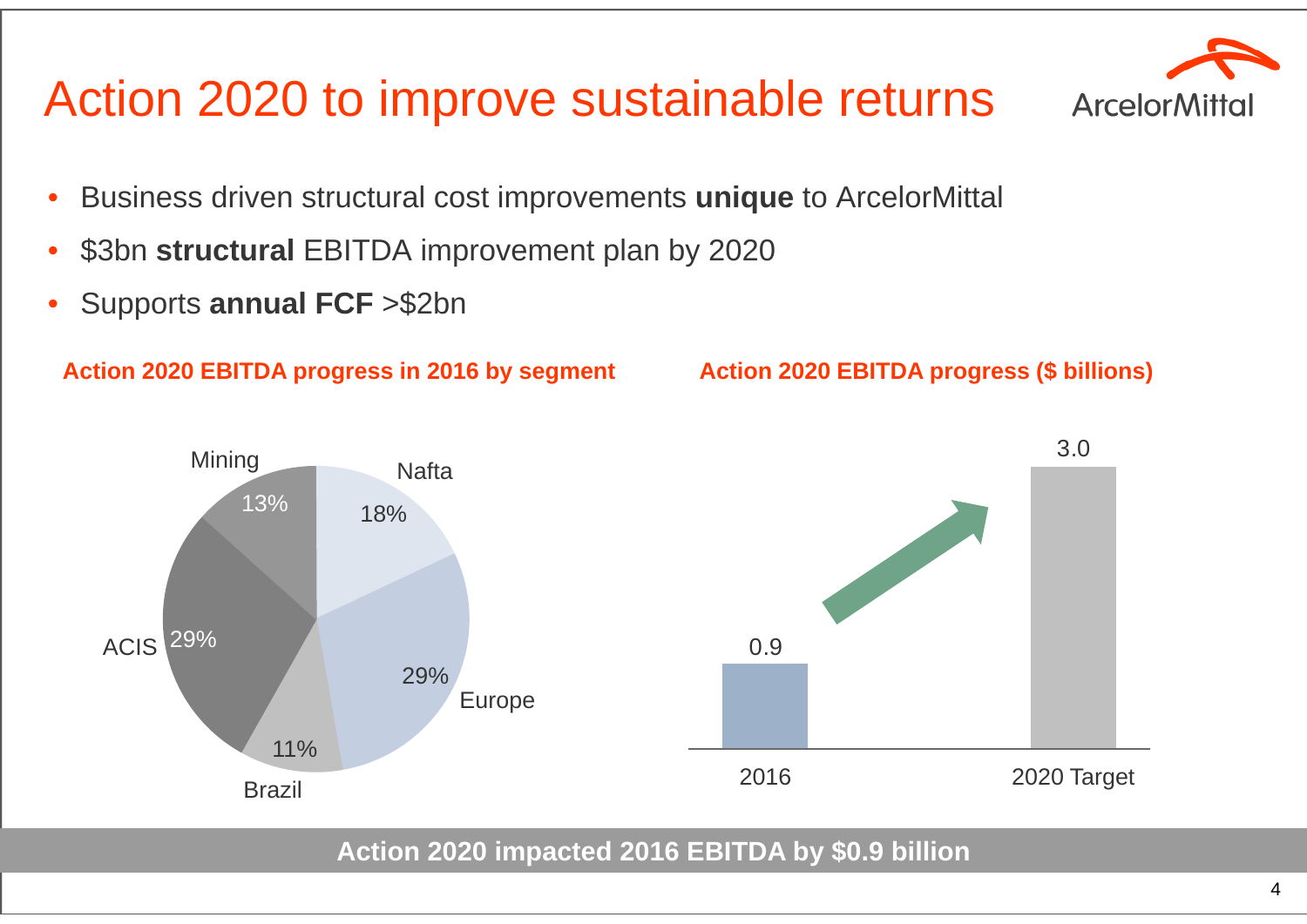# Action 2020 to improve sustainable returns

- Business driven structural cost improvements **unique** to ArcelorMittal
- $3bn **structural** EBITDA improvement plan by 2020
- Supports **annual FCF** >$2bn

**Action 2020 EBITDA progress in 2016 by segment**

| Segment | Share |
| --- | --- |
| Nafta | 18% |
| Europe | 29% |
| Brazil | 11% |
| ACIS | 29% |
| Mining | 13% |

**Action 2020 EBITDA progress ($ billions)**

| | $ billions |
| --- | --- |
| 2016 | 0.9 |
| 2020 Target | 3.0 |

**Action 2020 impacted 2016 EBITDA by $0.9 billion**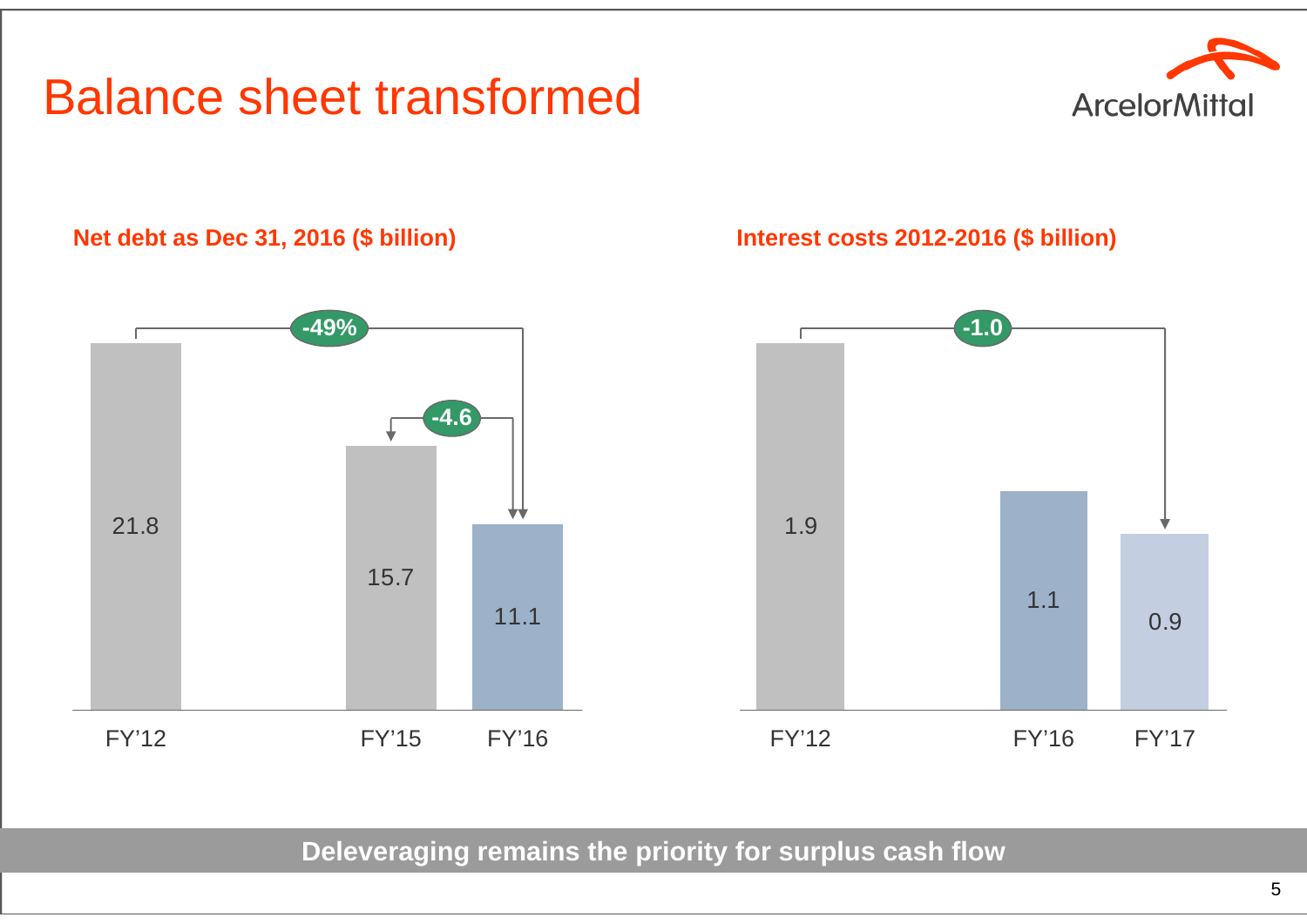# Balance sheet transformed

**Net debt as Dec 31, 2016 ($ billion)**

| FY'12 | FY'15 | FY'16 |
|---|---|---|
| 21.8 | 15.7 | 11.1 |

- FY'12 to FY'16: -49%
- FY'15 to FY'16: -4.6

**Interest costs 2012-2016 ($ billion)**

| FY'12 | FY'16 | FY'17 |
|---|---|---|
| 1.9 | 1.1 | 0.9 |

- FY'12 to FY'17: -1.0

**Deleveraging remains the priority for surplus cash flow**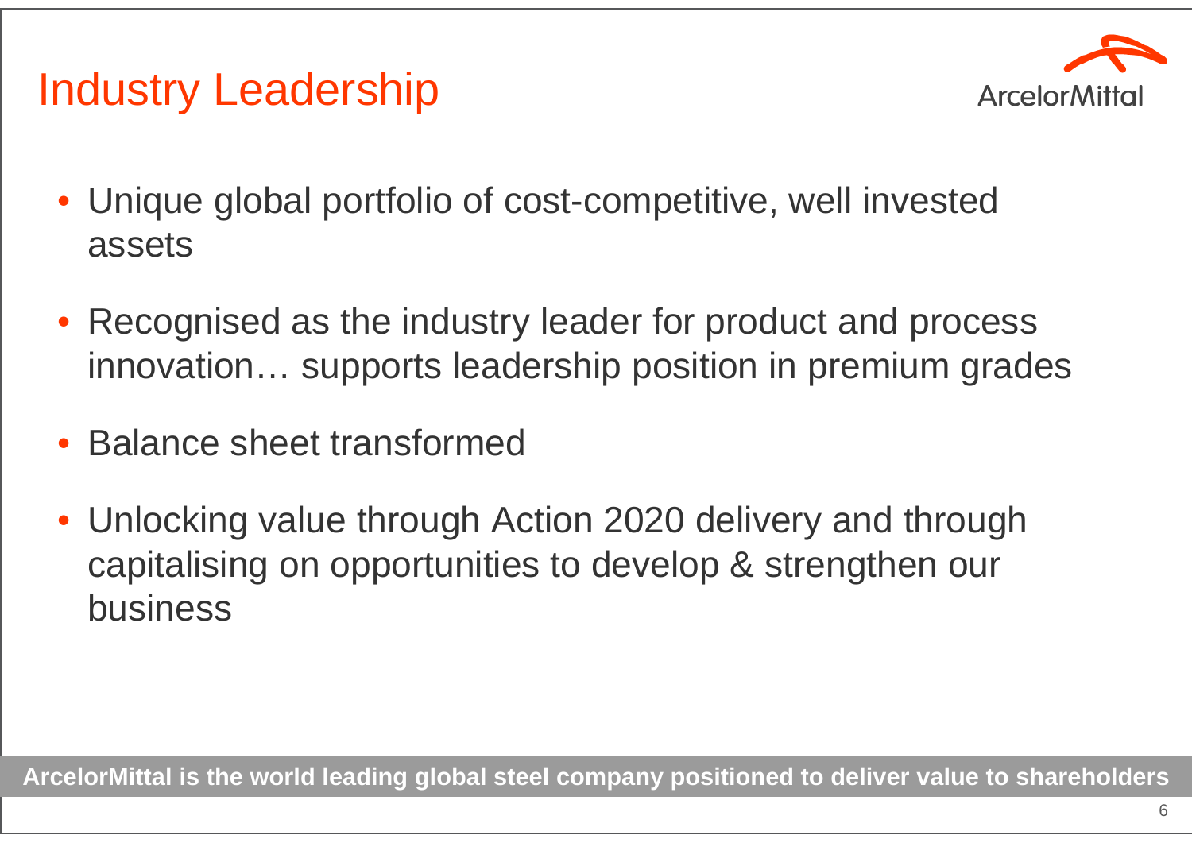# Industry Leadership

- Unique global portfolio of cost-competitive, well invested assets
- Recognised as the industry leader for product and process innovation… supports leadership position in premium grades
- Balance sheet transformed
- Unlocking value through Action 2020 delivery and through capitalising on opportunities to develop & strengthen our business

**ArcelorMittal is the world leading global steel company positioned to deliver value to shareholders**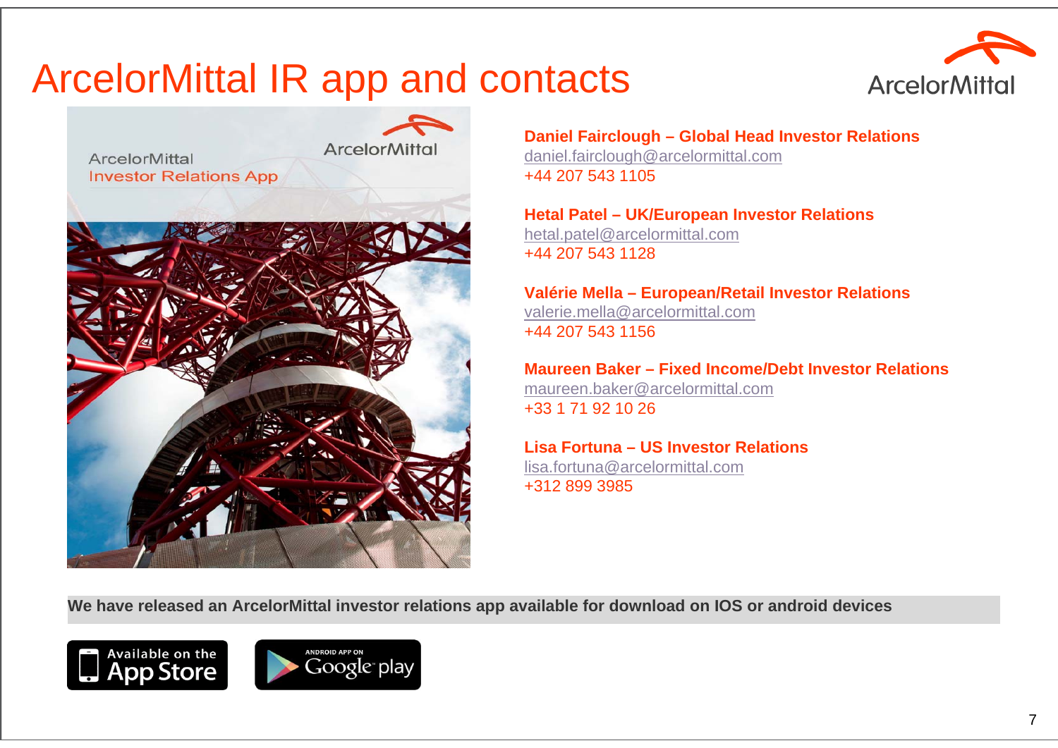# ArcelorMittal IR app and contacts

**Daniel Fairclough – Global Head Investor Relations**
daniel.fairclough@arcelormittal.com
+44 207 543 1105

**Hetal Patel – UK/European Investor Relations**
hetal.patel@arcelormittal.com
+44 207 543 1128

**Valérie Mella – European/Retail Investor Relations**
valerie.mella@arcelormittal.com
+44 207 543 1156

**Maureen Baker – Fixed Income/Debt Investor Relations**
maureen.baker@arcelormittal.com
+33 1 71 92 10 26

**Lisa Fortuna – US Investor Relations**
lisa.fortuna@arcelormittal.com
+312 899 3985

**We have released an ArcelorMittal investor relations app available for download on IOS or android devices**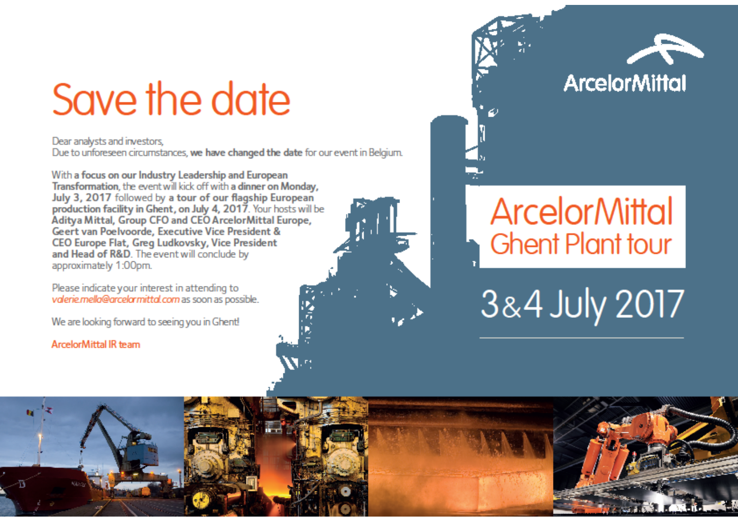# Save the date

Dear analysts and investors,
Due to unforeseen circumstances, **we have changed the date** for our event in Belgium.

With **a focus on our Industry Leadership and European Transformation**, the event will kick off with **a dinner on Monday, July 3, 2017** followed by **a tour of our flagship European production facility in Ghent, on July 4, 2017**. Your hosts will be **Aditya Mittal, Group CFO and CEO ArcelorMittal Europe, Geert van Poelvoorde, Executive Vice President & CEO Europe Flat, Greg Ludkovsky, Vice President and Head of R&D**. The event will conclude by approximately 1:00pm.

Please indicate your interest in attending to *valerie.mello@arcelormittal.com* as soon as possible.

We are looking forward to seeing you in Ghent!

ArcelorMittal IR team

ArcelorMittal

## ArcelorMittal Ghent Plant tour

## 3&4 July 2017